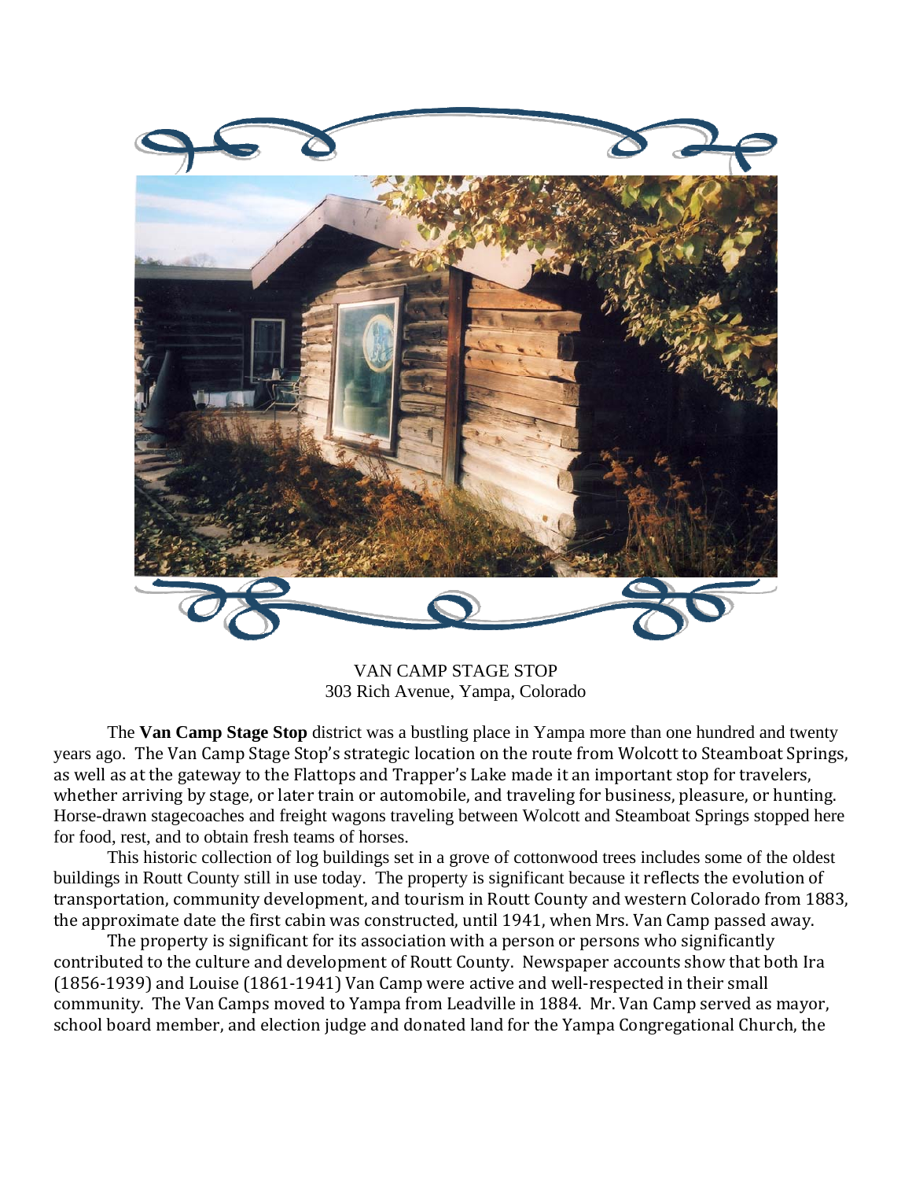VAN CAMP STAGE STOP
303 Rich Avenue, Yampa, Colorado

The **Van Camp Stage Stop** district was a bustling place in Yampa more than one hundred and twenty years ago. The Van Camp Stage Stop's strategic location on the route from Wolcott to Steamboat Springs, as well as at the gateway to the Flattops and Trapper's Lake made it an important stop for travelers, whether arriving by stage, or later train or automobile, and traveling for business, pleasure, or hunting. Horse-drawn stagecoaches and freight wagons traveling between Wolcott and Steamboat Springs stopped here for food, rest, and to obtain fresh teams of horses.

This historic collection of log buildings set in a grove of cottonwood trees includes some of the oldest buildings in Routt County still in use today. The property is significant because it reflects the evolution of transportation, community development, and tourism in Routt County and western Colorado from 1883, the approximate date the first cabin was constructed, until 1941, when Mrs. Van Camp passed away.

The property is significant for its association with a person or persons who significantly contributed to the culture and development of Routt County. Newspaper accounts show that both Ira (1856-1939) and Louise (1861-1941) Van Camp were active and well-respected in their small community. The Van Camps moved to Yampa from Leadville in 1884. Mr. Van Camp served as mayor, school board member, and election judge and donated land for the Yampa Congregational Church, the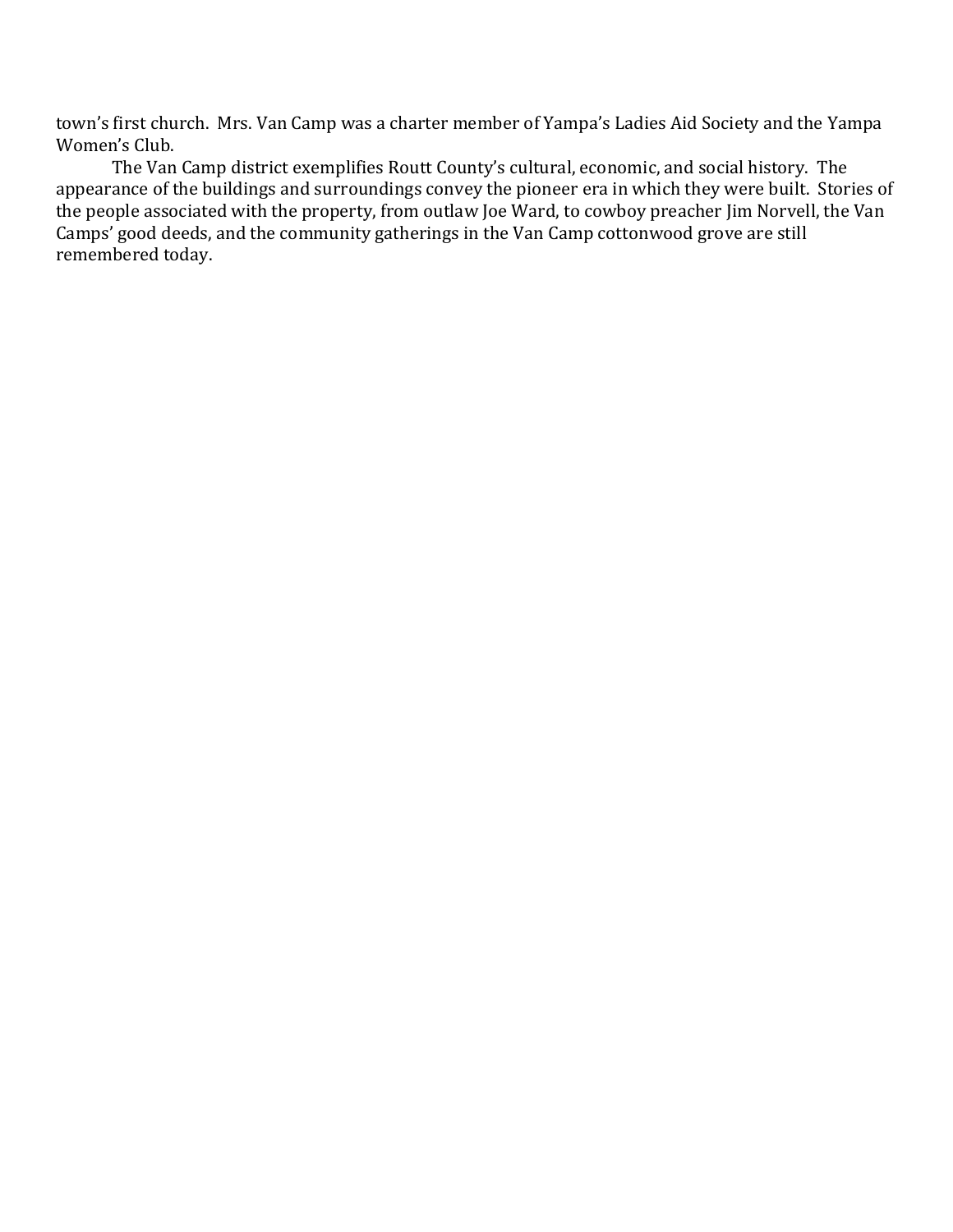town's first church. Mrs. Van Camp was a charter member of Yampa's Ladies Aid Society and the Yampa Women's Club.

The Van Camp district exemplifies Routt County's cultural, economic, and social history. The appearance of the buildings and surroundings convey the pioneer era in which they were built. Stories of the people associated with the property, from outlaw Joe Ward, to cowboy preacher Jim Norvell, the Van Camps' good deeds, and the community gatherings in the Van Camp cottonwood grove are still remembered today.